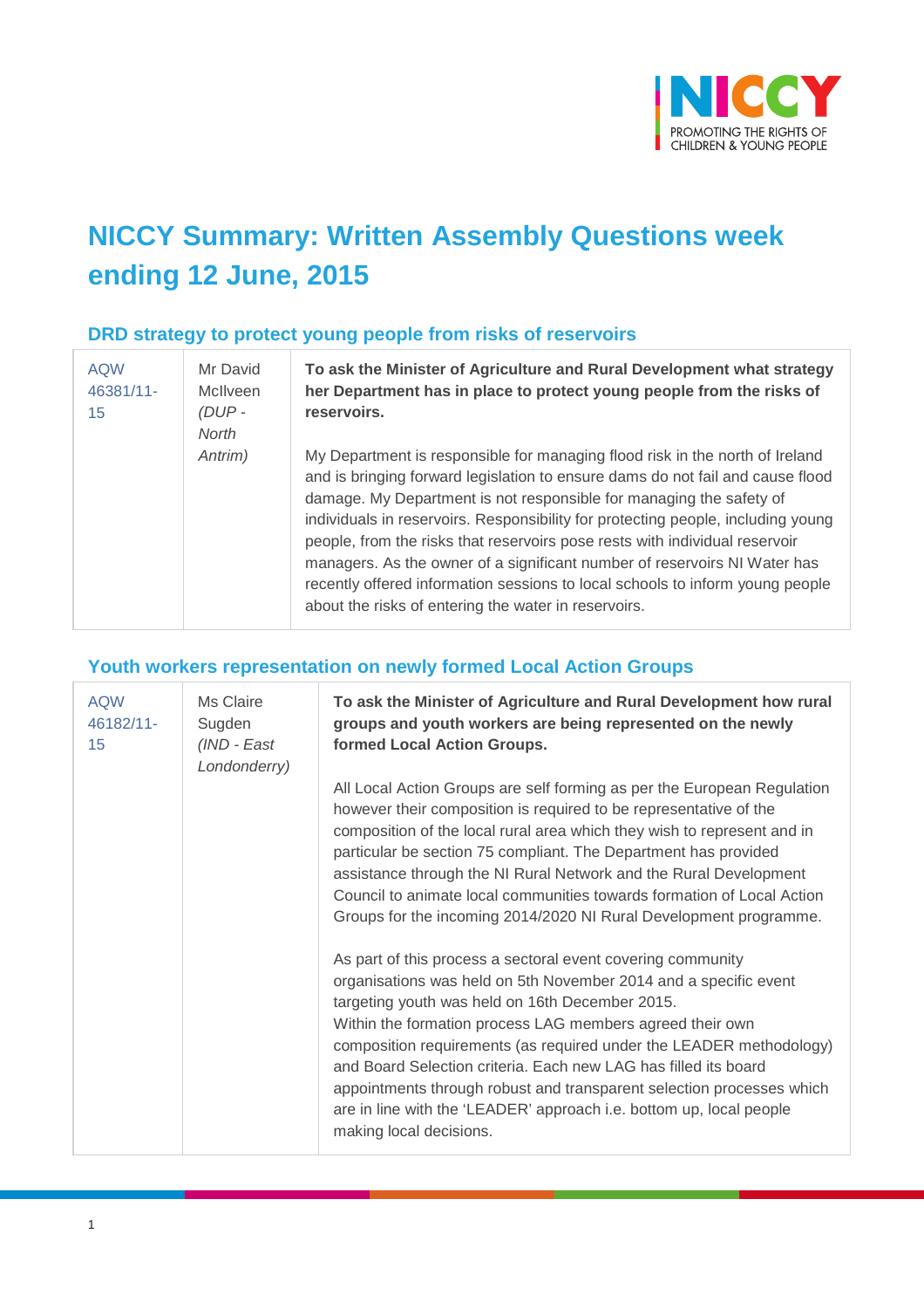# NICCY Summary: Written Assembly Questions week ending 12 June, 2015

## DRD strategy to protect young people from risks of reservoirs

| | | |
|---|---|---|
| AQW 46381/11-15 | Mr David McIlveen *(DUP - North Antrim)* | **To ask the Minister of Agriculture and Rural Development what strategy her Department has in place to protect young people from the risks of reservoirs.**<br><br>My Department is responsible for managing flood risk in the north of Ireland and is bringing forward legislation to ensure dams do not fail and cause flood damage. My Department is not responsible for managing the safety of individuals in reservoirs. Responsibility for protecting people, including young people, from the risks that reservoirs pose rests with individual reservoir managers. As the owner of a significant number of reservoirs NI Water has recently offered information sessions to local schools to inform young people about the risks of entering the water in reservoirs. |

## Youth workers representation on newly formed Local Action Groups

| | | |
|---|---|---|
| AQW 46182/11-15 | Ms Claire Sugden *(IND - East Londonderry)* | **To ask the Minister of Agriculture and Rural Development how rural groups and youth workers are being represented on the newly formed Local Action Groups.**<br><br>All Local Action Groups are self forming as per the European Regulation however their composition is required to be representative of the composition of the local rural area which they wish to represent and in particular be section 75 compliant. The Department has provided assistance through the NI Rural Network and the Rural Development Council to animate local communities towards formation of Local Action Groups for the incoming 2014/2020 NI Rural Development programme.<br><br>As part of this process a sectoral event covering community organisations was held on 5th November 2014 and a specific event targeting youth was held on 16th December 2015.<br>Within the formation process LAG members agreed their own composition requirements (as required under the LEADER methodology) and Board Selection criteria. Each new LAG has filled its board appointments through robust and transparent selection processes which are in line with the 'LEADER' approach i.e. bottom up, local people making local decisions. |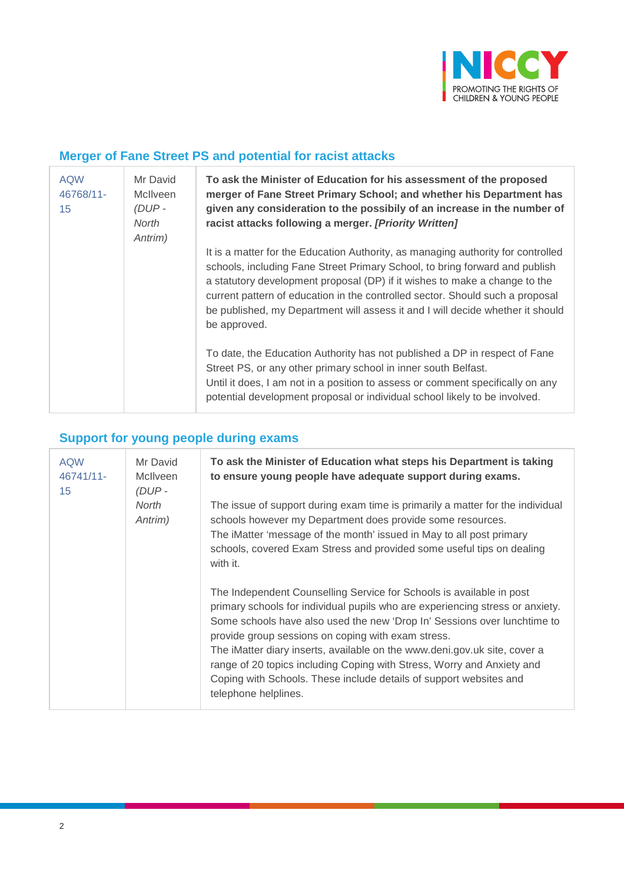## Merger of Fane Street PS and potential for racist attacks

| | | |
|---|---|---|
| AQW 46768/11-15 | Mr David McIlveen *(DUP - North Antrim)* | **To ask the Minister of Education for his assessment of the proposed merger of Fane Street Primary School; and whether his Department has given any consideration to the possibily of an increase in the number of racist attacks following a merger. *[Priority Written]*** <br><br> It is a matter for the Education Authority, as managing authority for controlled schools, including Fane Street Primary School, to bring forward and publish a statutory development proposal (DP) if it wishes to make a change to the current pattern of education in the controlled sector. Should such a proposal be published, my Department will assess it and I will decide whether it should be approved. <br><br> To date, the Education Authority has not published a DP in respect of Fane Street PS, or any other primary school in inner south Belfast. <br> Until it does, I am not in a position to assess or comment specifically on any potential development proposal or individual school likely to be involved. |

## Support for young people during exams

| | | |
|---|---|---|
| AQW 46741/11-15 | Mr David McIlveen *(DUP - North Antrim)* | **To ask the Minister of Education what steps his Department is taking to ensure young people have adequate support during exams.** <br><br> The issue of support during exam time is primarily a matter for the individual schools however my Department does provide some resources. <br> The iMatter 'message of the month' issued in May to all post primary schools, covered Exam Stress and provided some useful tips on dealing with it. <br><br> The Independent Counselling Service for Schools is available in post primary schools for individual pupils who are experiencing stress or anxiety. Some schools have also used the new 'Drop In' Sessions over lunchtime to provide group sessions on coping with exam stress. <br> The iMatter diary inserts, available on the www.deni.gov.uk site, cover a range of 20 topics including Coping with Stress, Worry and Anxiety and Coping with Schools. These include details of support websites and telephone helplines. |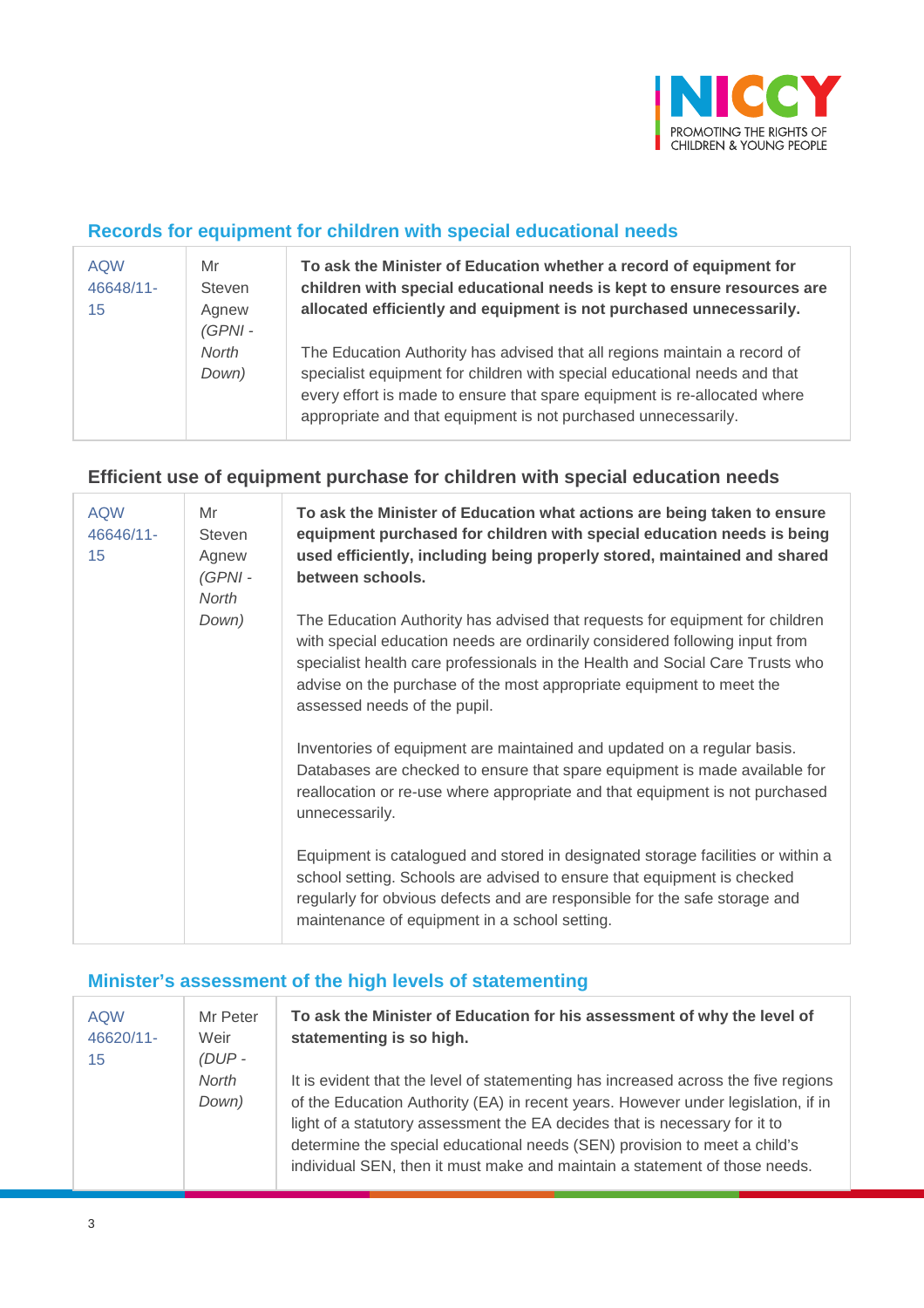## Records for equipment for children with special educational needs

| | | |
|---|---|---|
| AQW 46648/11-15 | Mr Steven Agnew *(GPNI - North Down)* | **To ask the Minister of Education whether a record of equipment for children with special educational needs is kept to ensure resources are allocated efficiently and equipment is not purchased unnecessarily.**<br><br>The Education Authority has advised that all regions maintain a record of specialist equipment for children with special educational needs and that every effort is made to ensure that spare equipment is re-allocated where appropriate and that equipment is not purchased unnecessarily. |

## Efficient use of equipment purchase for children with special education needs

| | | |
|---|---|---|
| AQW 46646/11-15 | Mr Steven Agnew *(GPNI - North Down)* | **To ask the Minister of Education what actions are being taken to ensure equipment purchased for children with special education needs is being used efficiently, including being properly stored, maintained and shared between schools.**<br><br>The Education Authority has advised that requests for equipment for children with special education needs are ordinarily considered following input from specialist health care professionals in the Health and Social Care Trusts who advise on the purchase of the most appropriate equipment to meet the assessed needs of the pupil.<br><br>Inventories of equipment are maintained and updated on a regular basis. Databases are checked to ensure that spare equipment is made available for reallocation or re-use where appropriate and that equipment is not purchased unnecessarily.<br><br>Equipment is catalogued and stored in designated storage facilities or within a school setting. Schools are advised to ensure that equipment is checked regularly for obvious defects and are responsible for the safe storage and maintenance of equipment in a school setting. |

## Minister's assessment of the high levels of statementing

| | | |
|---|---|---|
| AQW 46620/11-15 | Mr Peter Weir *(DUP - North Down)* | **To ask the Minister of Education for his assessment of why the level of statementing is so high.**<br><br>It is evident that the level of statementing has increased across the five regions of the Education Authority (EA) in recent years. However under legislation, if in light of a statutory assessment the EA decides that is necessary for it to determine the special educational needs (SEN) provision to meet a child's individual SEN, then it must make and maintain a statement of those needs. |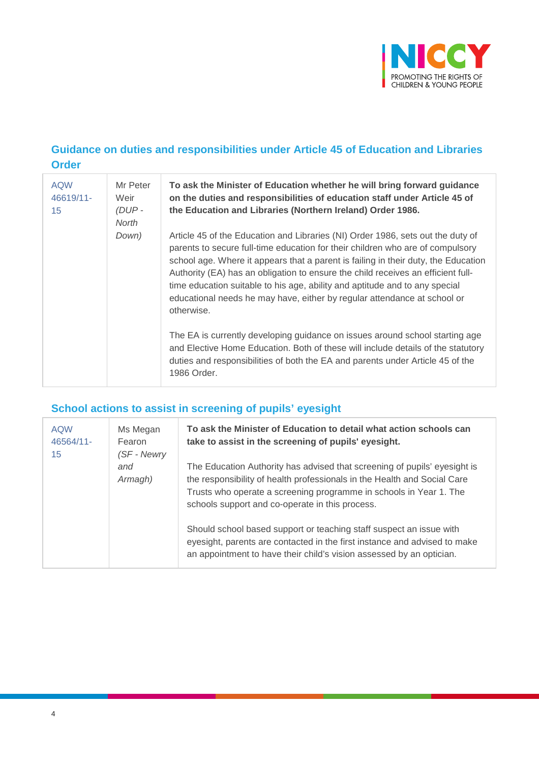## Guidance on duties and responsibilities under Article 45 of Education and Libraries Order

| | | |
|---|---|---|
| AQW 46619/11-15 | Mr Peter Weir *(DUP - North Down)* | **To ask the Minister of Education whether he will bring forward guidance on the duties and responsibilities of education staff under Article 45 of the Education and Libraries (Northern Ireland) Order 1986.**<br><br>Article 45 of the Education and Libraries (NI) Order 1986, sets out the duty of parents to secure full-time education for their children who are of compulsory school age. Where it appears that a parent is failing in their duty, the Education Authority (EA) has an obligation to ensure the child receives an efficient full-time education suitable to his age, ability and aptitude and to any special educational needs he may have, either by regular attendance at school or otherwise.<br><br>The EA is currently developing guidance on issues around school starting age and Elective Home Education. Both of these will include details of the statutory duties and responsibilities of both the EA and parents under Article 45 of the 1986 Order. |

## School actions to assist in screening of pupils' eyesight

| | | |
|---|---|---|
| AQW 46564/11-15 | Ms Megan Fearon *(SF - Newry and Armagh)* | **To ask the Minister of Education to detail what action schools can take to assist in the screening of pupils' eyesight.**<br><br>The Education Authority has advised that screening of pupils' eyesight is the responsibility of health professionals in the Health and Social Care Trusts who operate a screening programme in schools in Year 1. The schools support and co-operate in this process.<br><br>Should school based support or teaching staff suspect an issue with eyesight, parents are contacted in the first instance and advised to make an appointment to have their child's vision assessed by an optician. |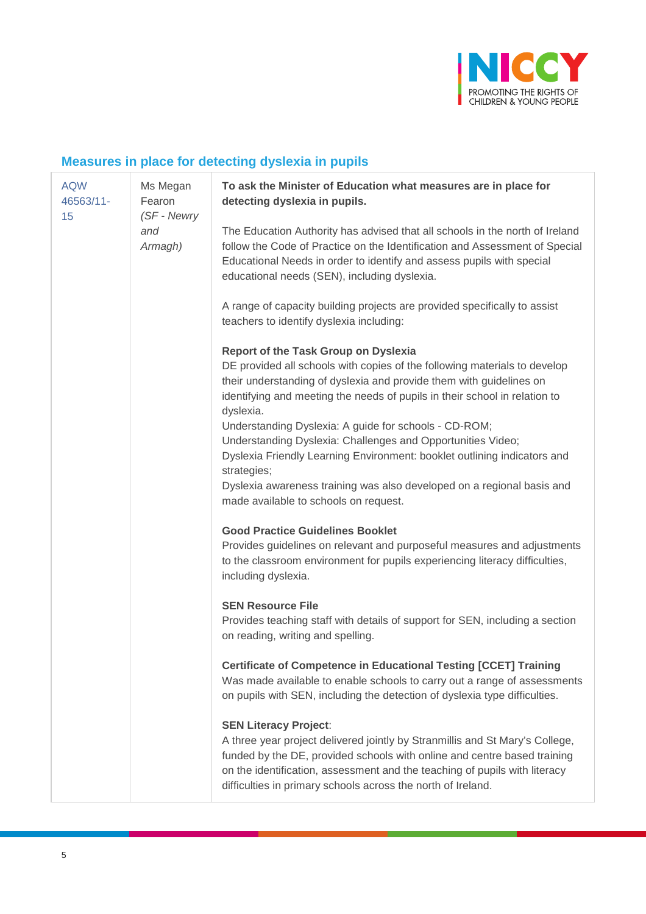## Measures in place for detecting dyslexia in pupils

| | | |
|---|---|---|
| AQW 46563/11-15 | Ms Megan Fearon *(SF - Newry and Armagh)* | **To ask the Minister of Education what measures are in place for detecting dyslexia in pupils.**<br><br>The Education Authority has advised that all schools in the north of Ireland follow the Code of Practice on the Identification and Assessment of Special Educational Needs in order to identify and assess pupils with special educational needs (SEN), including dyslexia.<br><br>A range of capacity building projects are provided specifically to assist teachers to identify dyslexia including:<br><br>**Report of the Task Group on Dyslexia**<br>DE provided all schools with copies of the following materials to develop their understanding of dyslexia and provide them with guidelines on identifying and meeting the needs of pupils in their school in relation to dyslexia.<br>Understanding Dyslexia: A guide for schools - CD-ROM;<br>Understanding Dyslexia: Challenges and Opportunities Video;<br>Dyslexia Friendly Learning Environment: booklet outlining indicators and strategies;<br>Dyslexia awareness training was also developed on a regional basis and made available to schools on request.<br><br>**Good Practice Guidelines Booklet**<br>Provides guidelines on relevant and purposeful measures and adjustments to the classroom environment for pupils experiencing literacy difficulties, including dyslexia.<br><br>**SEN Resource File**<br>Provides teaching staff with details of support for SEN, including a section on reading, writing and spelling.<br><br>**Certificate of Competence in Educational Testing [CCET] Training**<br>Was made available to enable schools to carry out a range of assessments on pupils with SEN, including the detection of dyslexia type difficulties.<br><br>**SEN Literacy Project**:<br>A three year project delivered jointly by Stranmillis and St Mary's College, funded by the DE, provided schools with online and centre based training on the identification, assessment and the teaching of pupils with literacy difficulties in primary schools across the north of Ireland. |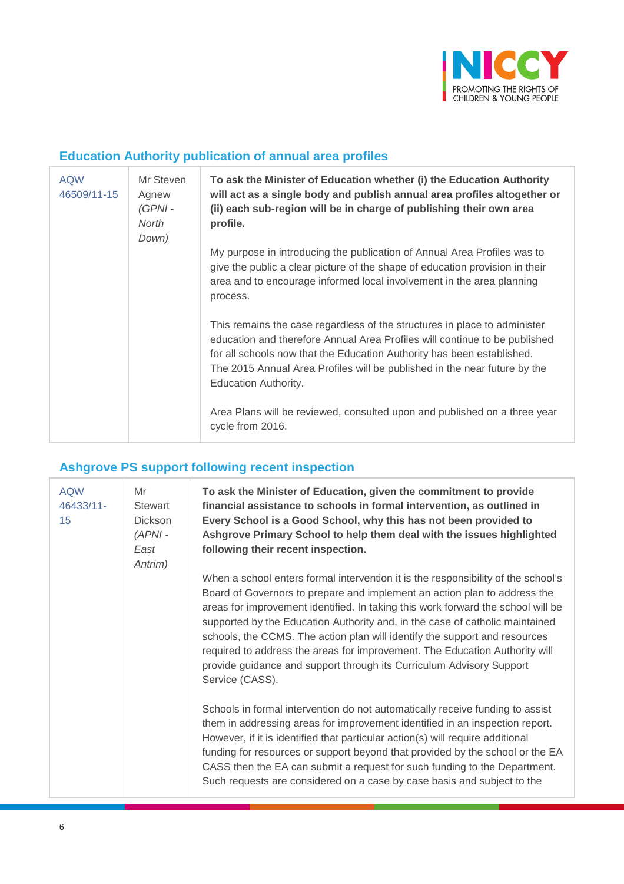## Education Authority publication of annual area profiles

| | | |
|---|---|---|
| AQW 46509/11-15 | Mr Steven Agnew *(GPNI - North Down)* | **To ask the Minister of Education whether (i) the Education Authority will act as a single body and publish annual area profiles altogether or (ii) each sub-region will be in charge of publishing their own area profile.**<br><br>My purpose in introducing the publication of Annual Area Profiles was to give the public a clear picture of the shape of education provision in their area and to encourage informed local involvement in the area planning process.<br><br>This remains the case regardless of the structures in place to administer education and therefore Annual Area Profiles will continue to be published for all schools now that the Education Authority has been established. The 2015 Annual Area Profiles will be published in the near future by the Education Authority.<br><br>Area Plans will be reviewed, consulted upon and published on a three year cycle from 2016. |

## Ashgrove PS support following recent inspection

| | | |
|---|---|---|
| AQW 46433/11-15 | Mr Stewart Dickson *(APNI - East Antrim)* | **To ask the Minister of Education, given the commitment to provide financial assistance to schools in formal intervention, as outlined in Every School is a Good School, why this has not been provided to Ashgrove Primary School to help them deal with the issues highlighted following their recent inspection.**<br><br>When a school enters formal intervention it is the responsibility of the school's Board of Governors to prepare and implement an action plan to address the areas for improvement identified. In taking this work forward the school will be supported by the Education Authority and, in the case of catholic maintained schools, the CCMS. The action plan will identify the support and resources required to address the areas for improvement. The Education Authority will provide guidance and support through its Curriculum Advisory Support Service (CASS).<br><br>Schools in formal intervention do not automatically receive funding to assist them in addressing areas for improvement identified in an inspection report. However, if it is identified that particular action(s) will require additional funding for resources or support beyond that provided by the school or the EA CASS then the EA can submit a request for such funding to the Department. Such requests are considered on a case by case basis and subject to the |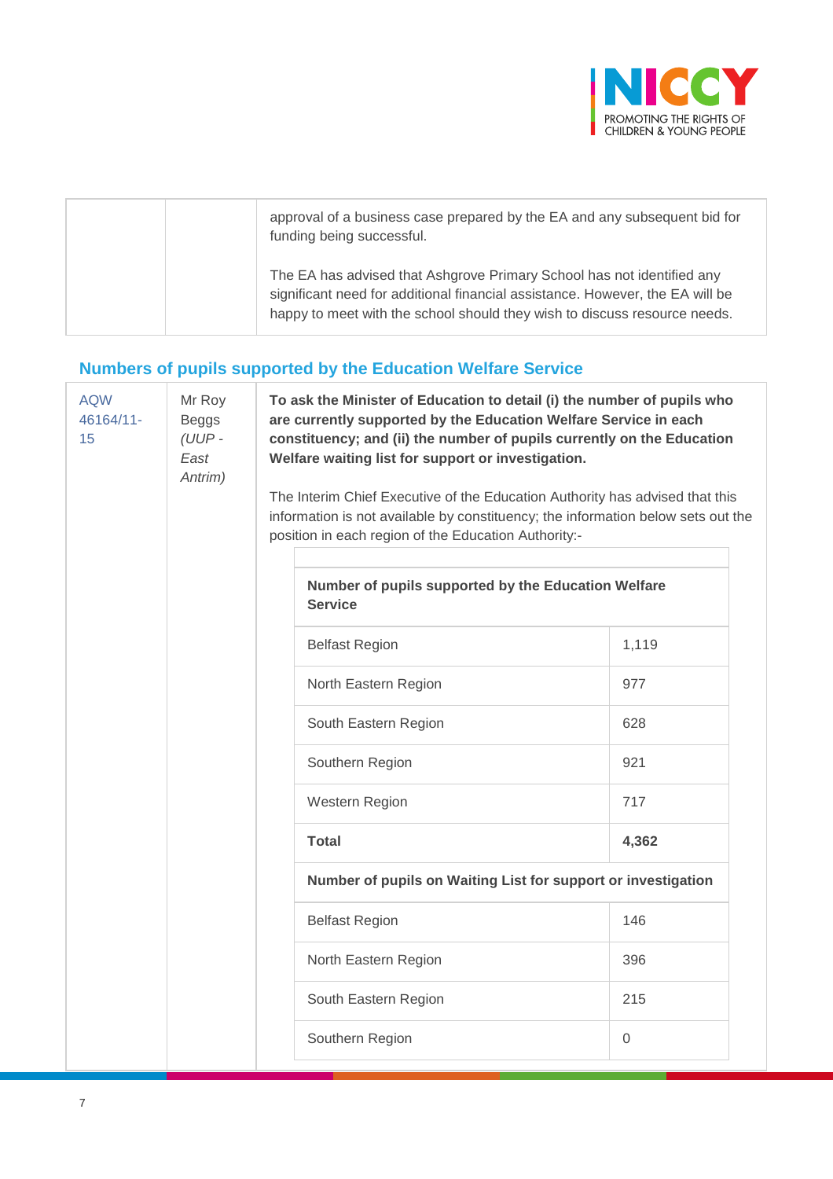| | | approval of a business case prepared by the EA and any subsequent bid for funding being successful.<br><br>The EA has advised that Ashgrove Primary School has not identified any significant need for additional financial assistance. However, the EA will be happy to meet with the school should they wish to discuss resource needs. |
|---|---|---|

## Numbers of pupils supported by the Education Welfare Service

| AQW 46164/11-15 | Mr Roy Beggs *(UUP - East Antrim)* | **To ask the Minister of Education to detail (i) the number of pupils who are currently supported by the Education Welfare Service in each constituency; and (ii) the number of pupils currently on the Education Welfare waiting list for support or investigation.**<br><br>The Interim Chief Executive of the Education Authority has advised that this information is not available by constituency; the information below sets out the position in each region of the Education Authority:- |
|---|---|---|

| | |
|---|---|
| **Number of pupils supported by the Education Welfare Service** | |
| Belfast Region | 1,119 |
| North Eastern Region | 977 |
| South Eastern Region | 628 |
| Southern Region | 921 |
| Western Region | 717 |
| **Total** | **4,362** |
| **Number of pupils on Waiting List for support or investigation** | |
| Belfast Region | 146 |
| North Eastern Region | 396 |
| South Eastern Region | 215 |
| Southern Region | 0 |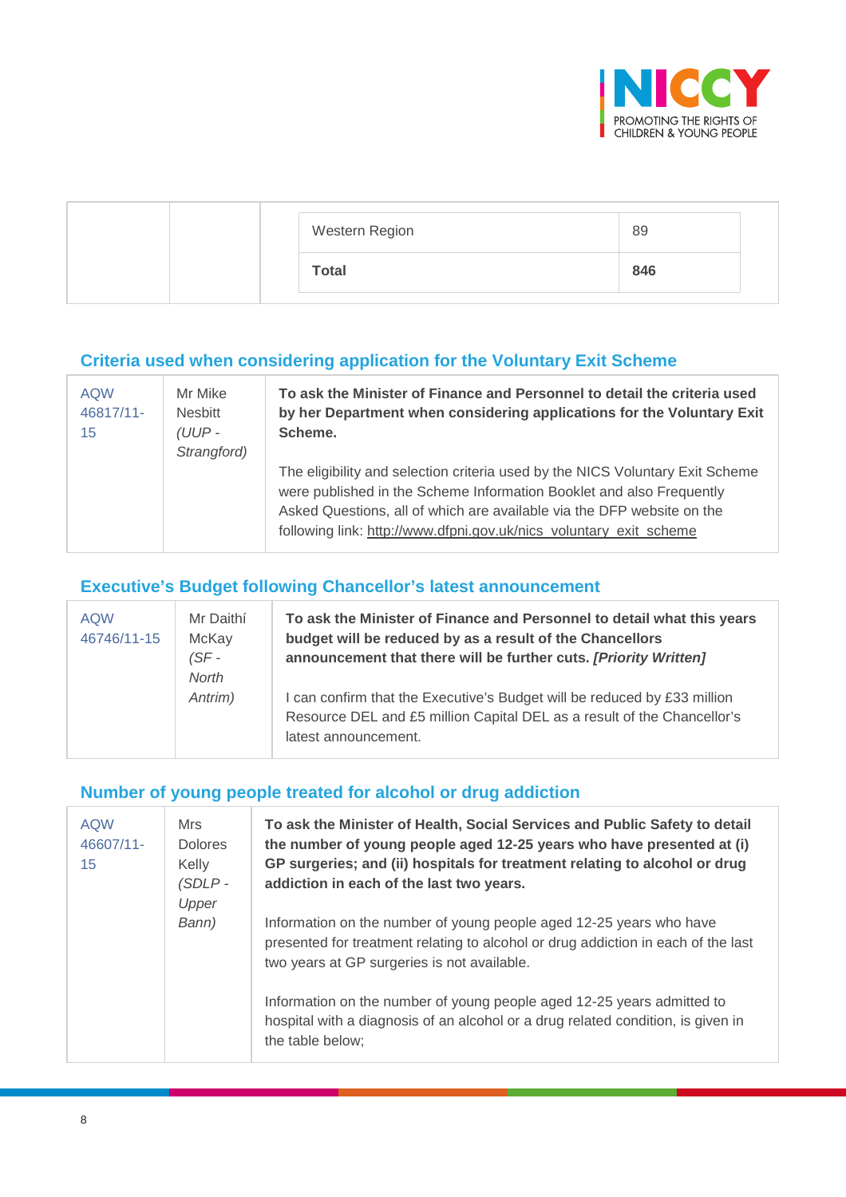| | | | |
|---|---|---|---|
| | | Western Region | 89 |
| | | **Total** | **846** |

## Criteria used when considering application for the Voluntary Exit Scheme

| | | |
|---|---|---|
| AQW 46817/11-15 | Mr Mike Nesbitt *(UUP - Strangford)* | **To ask the Minister of Finance and Personnel to detail the criteria used by her Department when considering applications for the Voluntary Exit Scheme.**<br><br>The eligibility and selection criteria used by the NICS Voluntary Exit Scheme were published in the Scheme Information Booklet and also Frequently Asked Questions, all of which are available via the DFP website on the following link: http://www.dfpni.gov.uk/nics_voluntary_exit_scheme |

## Executive's Budget following Chancellor's latest announcement

| | | |
|---|---|---|
| AQW 46746/11-15 | Mr Daithí McKay *(SF - North Antrim)* | **To ask the Minister of Finance and Personnel to detail what this years budget will be reduced by as a result of the Chancellors announcement that there will be further cuts. *[Priority Written]***<br><br>I can confirm that the Executive's Budget will be reduced by £33 million Resource DEL and £5 million Capital DEL as a result of the Chancellor's latest announcement. |

## Number of young people treated for alcohol or drug addiction

| | | |
|---|---|---|
| AQW 46607/11-15 | Mrs Dolores Kelly *(SDLP - Upper Bann)* | **To ask the Minister of Health, Social Services and Public Safety to detail the number of young people aged 12-25 years who have presented at (i) GP surgeries; and (ii) hospitals for treatment relating to alcohol or drug addiction in each of the last two years.**<br><br>Information on the number of young people aged 12-25 years who have presented for treatment relating to alcohol or drug addiction in each of the last two years at GP surgeries is not available.<br><br>Information on the number of young people aged 12-25 years admitted to hospital with a diagnosis of an alcohol or a drug related condition, is given in the table below; |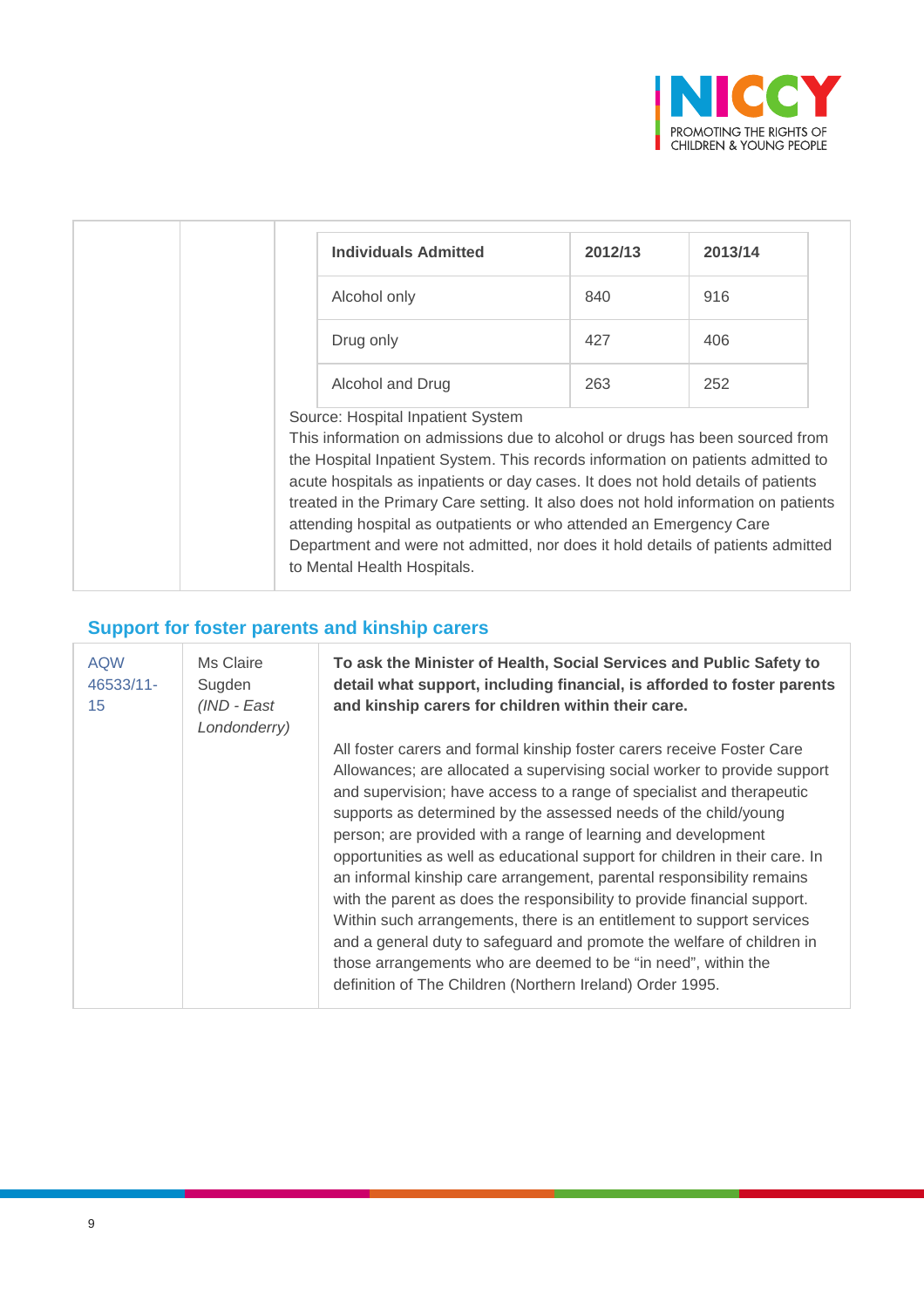| Individuals Admitted | 2012/13 | 2013/14 |
|---|---|---|
| Alcohol only | 840 | 916 |
| Drug only | 427 | 406 |
| Alcohol and Drug | 263 | 252 |

Source: Hospital Inpatient System

This information on admissions due to alcohol or drugs has been sourced from the Hospital Inpatient System. This records information on patients admitted to acute hospitals as inpatients or day cases. It does not hold details of patients treated in the Primary Care setting. It also does not hold information on patients attending hospital as outpatients or who attended an Emergency Care Department and were not admitted, nor does it hold details of patients admitted to Mental Health Hospitals.

## Support for foster parents and kinship carers

| | | |
|---|---|---|
| AQW 46533/11-15 | Ms Claire Sugden *(IND - East Londonderry)* | **To ask the Minister of Health, Social Services and Public Safety to detail what support, including financial, is afforded to foster parents and kinship carers for children within their care.**<br><br>All foster carers and formal kinship foster carers receive Foster Care Allowances; are allocated a supervising social worker to provide support and supervision; have access to a range of specialist and therapeutic supports as determined by the assessed needs of the child/young person; are provided with a range of learning and development opportunities as well as educational support for children in their care. In an informal kinship care arrangement, parental responsibility remains with the parent as does the responsibility to provide financial support. Within such arrangements, there is an entitlement to support services and a general duty to safeguard and promote the welfare of children in those arrangements who are deemed to be "in need", within the definition of The Children (Northern Ireland) Order 1995. |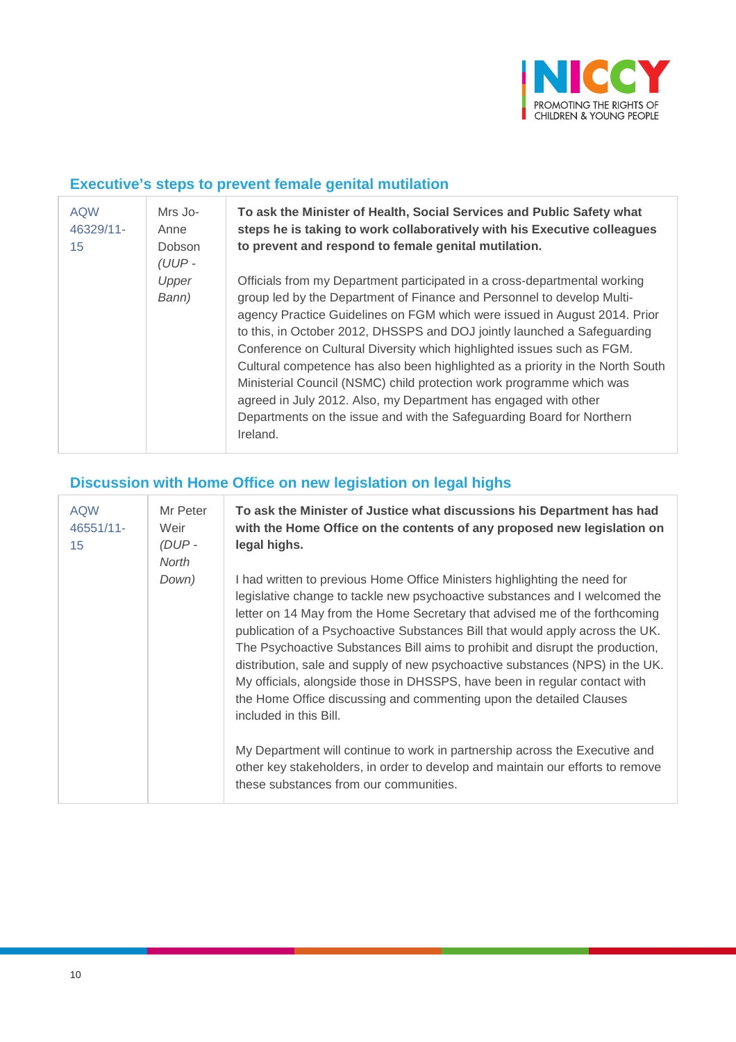## Executive's steps to prevent female genital mutilation

| | | |
|---|---|---|
| AQW 46329/11-15 | Mrs Jo-Anne Dobson *(UUP - Upper Bann)* | **To ask the Minister of Health, Social Services and Public Safety what steps he is taking to work collaboratively with his Executive colleagues to prevent and respond to female genital mutilation.**<br><br>Officials from my Department participated in a cross-departmental working group led by the Department of Finance and Personnel to develop Multi-agency Practice Guidelines on FGM which were issued in August 2014. Prior to this, in October 2012, DHSSPS and DOJ jointly launched a Safeguarding Conference on Cultural Diversity which highlighted issues such as FGM. Cultural competence has also been highlighted as a priority in the North South Ministerial Council (NSMC) child protection work programme which was agreed in July 2012. Also, my Department has engaged with other Departments on the issue and with the Safeguarding Board for Northern Ireland. |

## Discussion with Home Office on new legislation on legal highs

| | | |
|---|---|---|
| AQW 46551/11-15 | Mr Peter Weir *(DUP - North Down)* | **To ask the Minister of Justice what discussions his Department has had with the Home Office on the contents of any proposed new legislation on legal highs.**<br><br>I had written to previous Home Office Ministers highlighting the need for legislative change to tackle new psychoactive substances and I welcomed the letter on 14 May from the Home Secretary that advised me of the forthcoming publication of a Psychoactive Substances Bill that would apply across the UK. The Psychoactive Substances Bill aims to prohibit and disrupt the production, distribution, sale and supply of new psychoactive substances (NPS) in the UK. My officials, alongside those in DHSSPS, have been in regular contact with the Home Office discussing and commenting upon the detailed Clauses included in this Bill.<br><br>My Department will continue to work in partnership across the Executive and other key stakeholders, in order to develop and maintain our efforts to remove these substances from our communities. |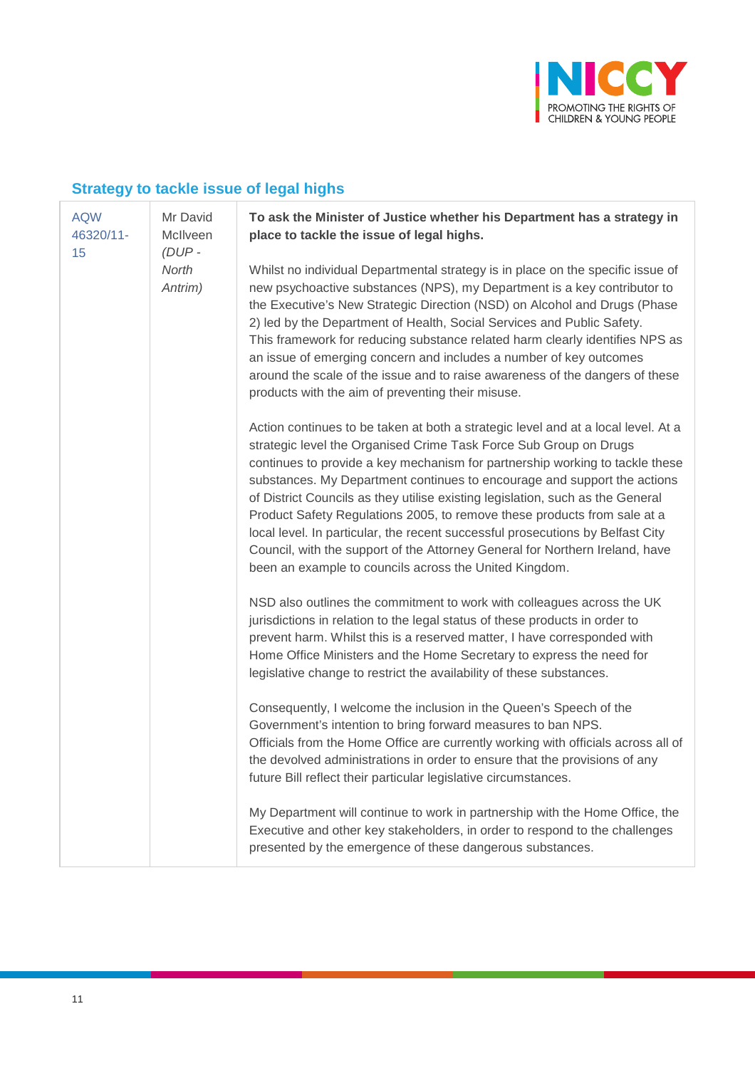## Strategy to tackle issue of legal highs

| | | |
|---|---|---|
| AQW 46320/11-15 | Mr David McIlveen *(DUP - North Antrim)* | **To ask the Minister of Justice whether his Department has a strategy in place to tackle the issue of legal highs.**<br><br>Whilst no individual Departmental strategy is in place on the specific issue of new psychoactive substances (NPS), my Department is a key contributor to the Executive's New Strategic Direction (NSD) on Alcohol and Drugs (Phase 2) led by the Department of Health, Social Services and Public Safety. This framework for reducing substance related harm clearly identifies NPS as an issue of emerging concern and includes a number of key outcomes around the scale of the issue and to raise awareness of the dangers of these products with the aim of preventing their misuse.<br><br>Action continues to be taken at both a strategic level and at a local level. At a strategic level the Organised Crime Task Force Sub Group on Drugs continues to provide a key mechanism for partnership working to tackle these substances. My Department continues to encourage and support the actions of District Councils as they utilise existing legislation, such as the General Product Safety Regulations 2005, to remove these products from sale at a local level. In particular, the recent successful prosecutions by Belfast City Council, with the support of the Attorney General for Northern Ireland, have been an example to councils across the United Kingdom.<br><br>NSD also outlines the commitment to work with colleagues across the UK jurisdictions in relation to the legal status of these products in order to prevent harm. Whilst this is a reserved matter, I have corresponded with Home Office Ministers and the Home Secretary to express the need for legislative change to restrict the availability of these substances.<br><br>Consequently, I welcome the inclusion in the Queen's Speech of the Government's intention to bring forward measures to ban NPS. Officials from the Home Office are currently working with officials across all of the devolved administrations in order to ensure that the provisions of any future Bill reflect their particular legislative circumstances.<br><br>My Department will continue to work in partnership with the Home Office, the Executive and other key stakeholders, in order to respond to the challenges presented by the emergence of these dangerous substances. |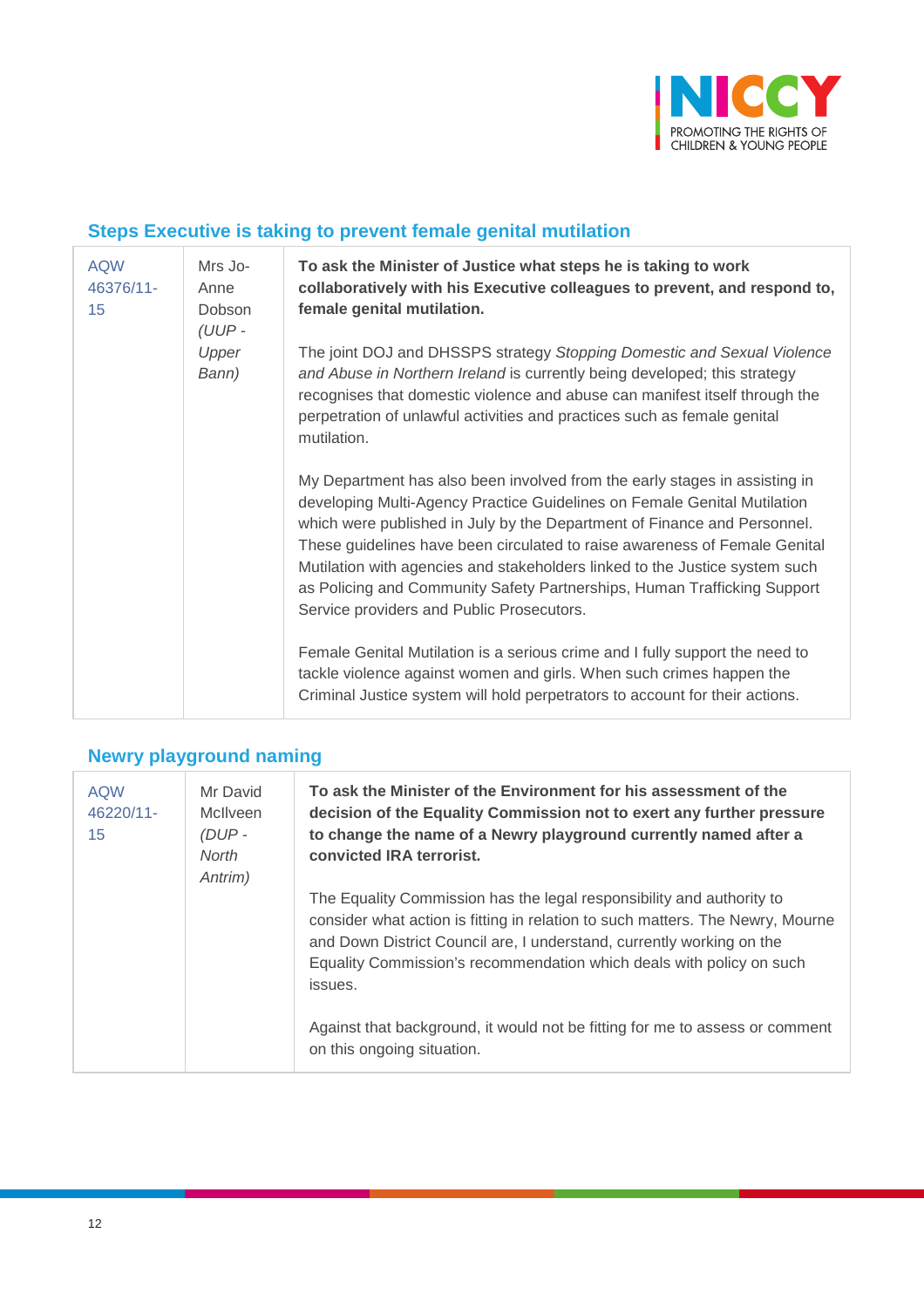## Steps Executive is taking to prevent female genital mutilation

| | | |
|---|---|---|
| AQW 46376/11-15 | Mrs Jo-Anne Dobson *(UUP - Upper Bann)* | **To ask the Minister of Justice what steps he is taking to work collaboratively with his Executive colleagues to prevent, and respond to, female genital mutilation.**<br><br>The joint DOJ and DHSSPS strategy *Stopping Domestic and Sexual Violence and Abuse in Northern Ireland* is currently being developed; this strategy recognises that domestic violence and abuse can manifest itself through the perpetration of unlawful activities and practices such as female genital mutilation.<br><br>My Department has also been involved from the early stages in assisting in developing Multi-Agency Practice Guidelines on Female Genital Mutilation which were published in July by the Department of Finance and Personnel. These guidelines have been circulated to raise awareness of Female Genital Mutilation with agencies and stakeholders linked to the Justice system such as Policing and Community Safety Partnerships, Human Trafficking Support Service providers and Public Prosecutors.<br><br>Female Genital Mutilation is a serious crime and I fully support the need to tackle violence against women and girls. When such crimes happen the Criminal Justice system will hold perpetrators to account for their actions. |

## Newry playground naming

| | | |
|---|---|---|
| AQW 46220/11-15 | Mr David McIlveen *(DUP - North Antrim)* | **To ask the Minister of the Environment for his assessment of the decision of the Equality Commission not to exert any further pressure to change the name of a Newry playground currently named after a convicted IRA terrorist.**<br><br>The Equality Commission has the legal responsibility and authority to consider what action is fitting in relation to such matters. The Newry, Mourne and Down District Council are, I understand, currently working on the Equality Commission's recommendation which deals with policy on such issues.<br><br>Against that background, it would not be fitting for me to assess or comment on this ongoing situation. |